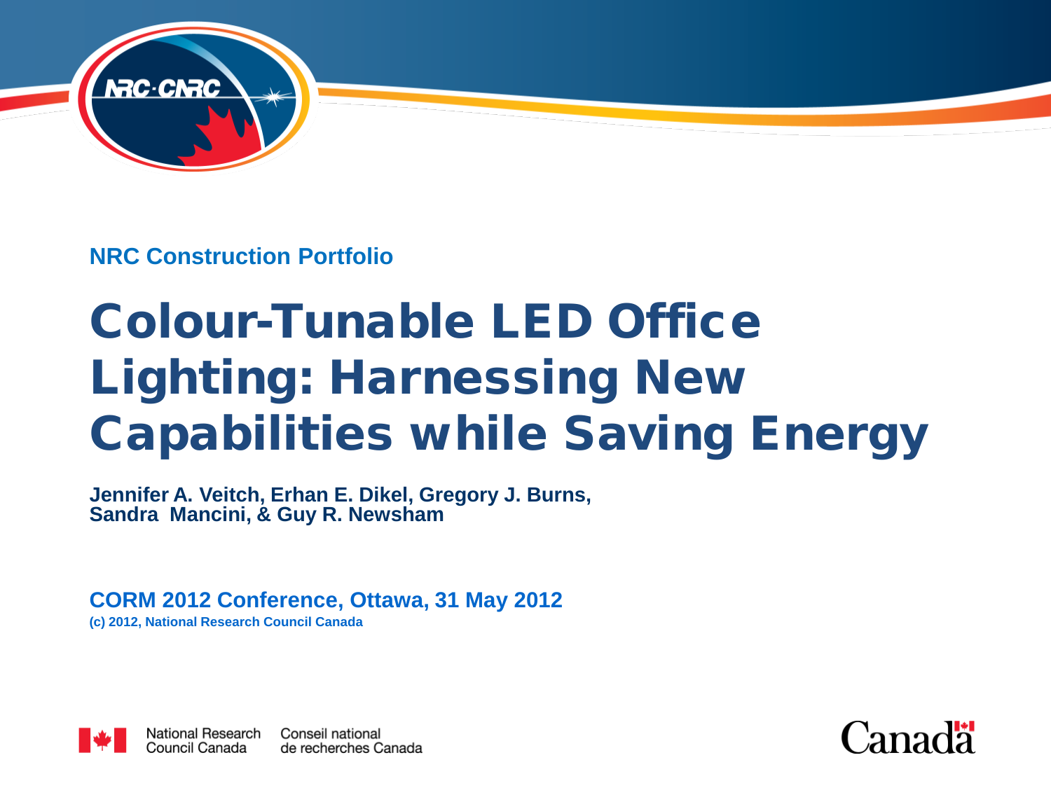NRC Construction Portfolio

# Colour-Tunable LED Office Lighting: Harnessing New Capabilities while Saving Energy

**Jennifer A. Veitch, Erhan E. Dikel, Gregory J. Burns, Sandra Mancini, & Guy R. Newsham**

**CORM 2012 Conference, Ottawa, 31 May 2012**

(c) 2012, National Research Council Canada

National Research Council Canada | Conseil national de recherches Canada

Canada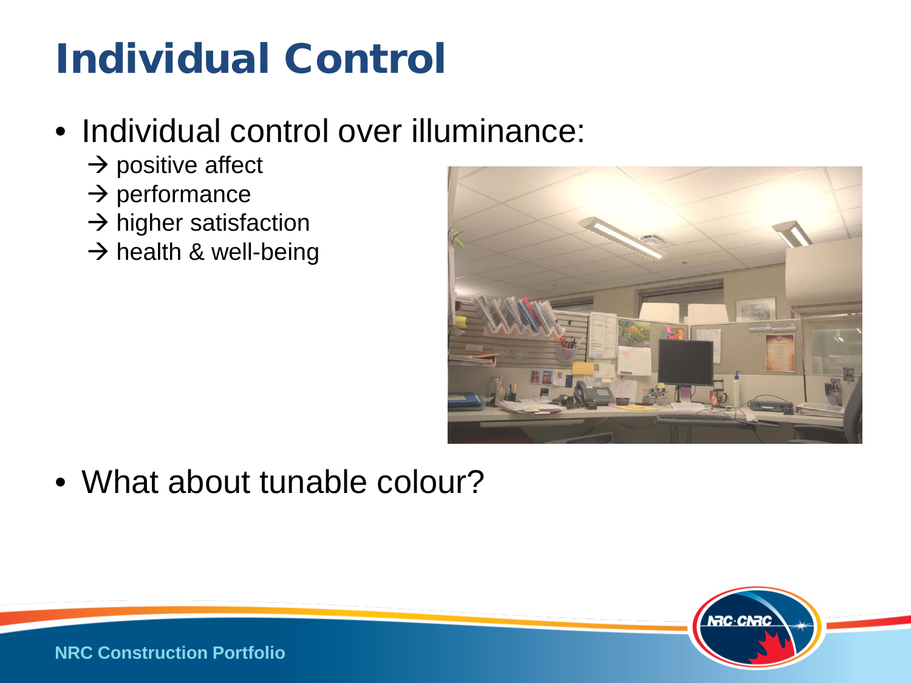# Individual Control

- Individual control over illuminance:
  - → positive affect
  - → performance
  - → higher satisfaction
  - → health & well-being

- What about tunable colour?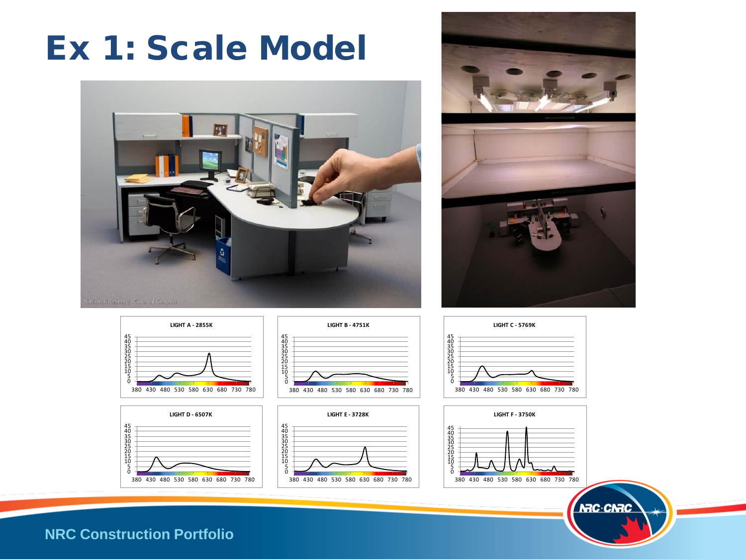# Ex 1: Scale Model

LIGHT A - 2855K

LIGHT B - 4751K

LIGHT C - 5769K

LIGHT D - 6507K

LIGHT E - 3728K

LIGHT F - 3750K

NRC Construction Portfolio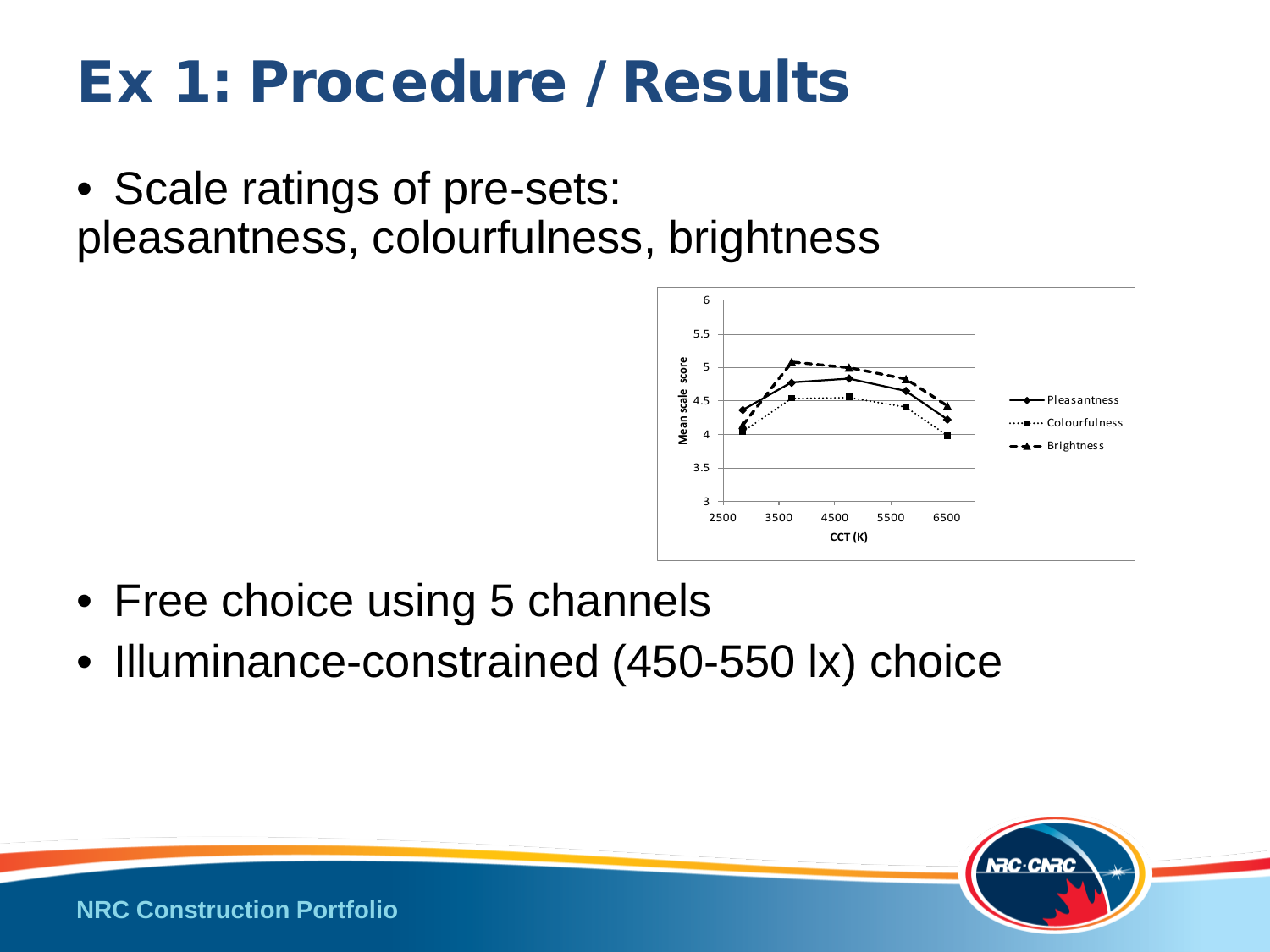# Ex 1: Procedure / Results

- Scale ratings of pre-sets:
pleasantness, colourfulness, brightness

- Free choice using 5 channels
- Illuminance-constrained (450-550 lx) choice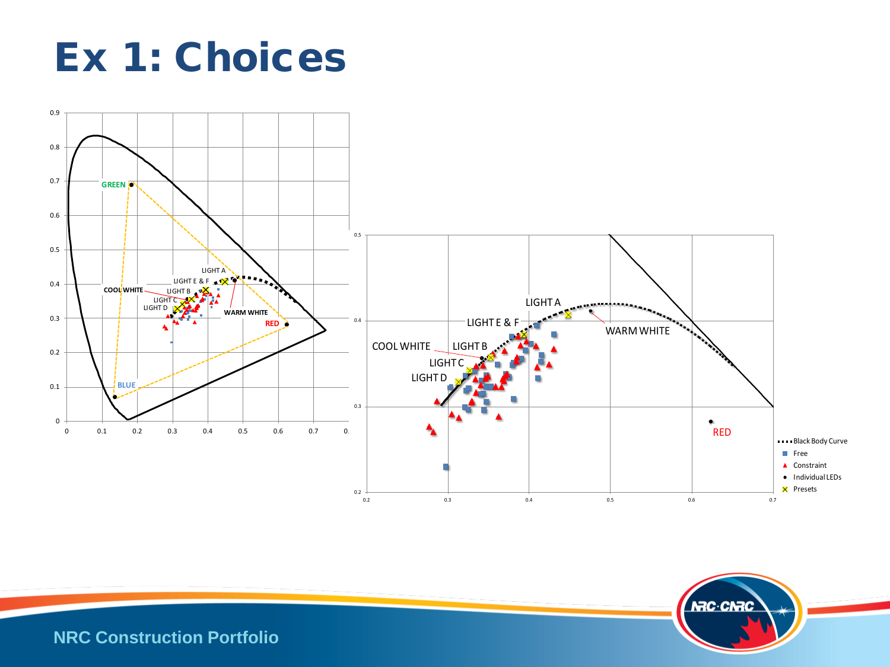# Ex 1: Choices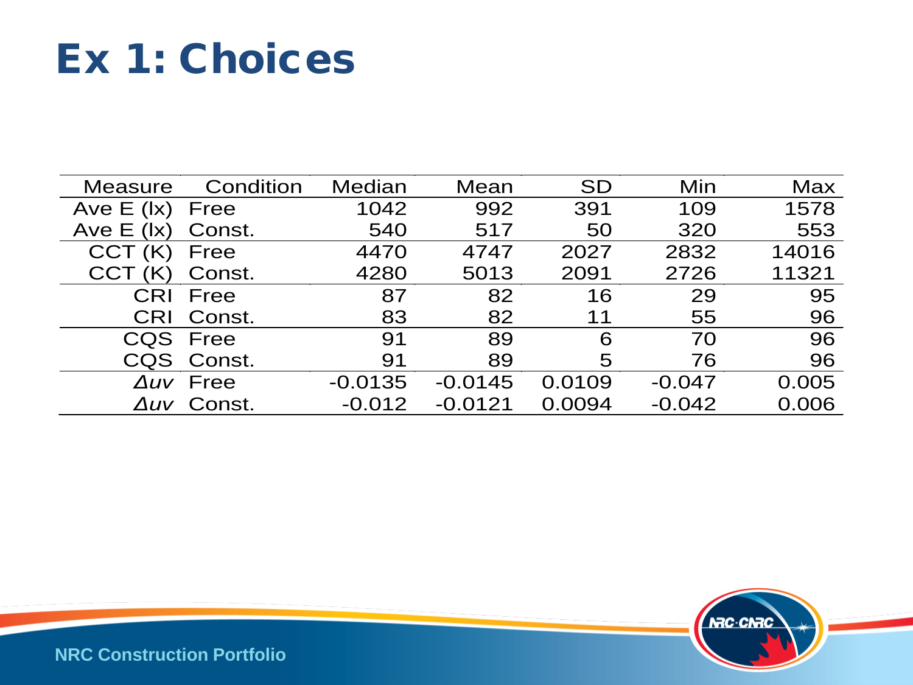# Ex 1: Choices

| Measure | Condition | Median | Mean | SD | Min | Max |
|---|---|---|---|---|---|---|
| Ave E (lx) | Free | 1042 | 992 | 391 | 109 | 1578 |
| Ave E (lx) | Const. | 540 | 517 | 50 | 320 | 553 |
| CCT (K) | Free | 4470 | 4747 | 2027 | 2832 | 14016 |
| CCT (K) | Const. | 4280 | 5013 | 2091 | 2726 | 11321 |
| CRI | Free | 87 | 82 | 16 | 29 | 95 |
| CRI | Const. | 83 | 82 | 11 | 55 | 96 |
| CQS | Free | 91 | 89 | 6 | 70 | 96 |
| CQS | Const. | 91 | 89 | 5 | 76 | 96 |
| $\Delta uv$ | Free | -0.0135 | -0.0145 | 0.0109 | -0.047 | 0.005 |
| $\Delta uv$ | Const. | -0.012 | -0.0121 | 0.0094 | -0.042 | 0.006 |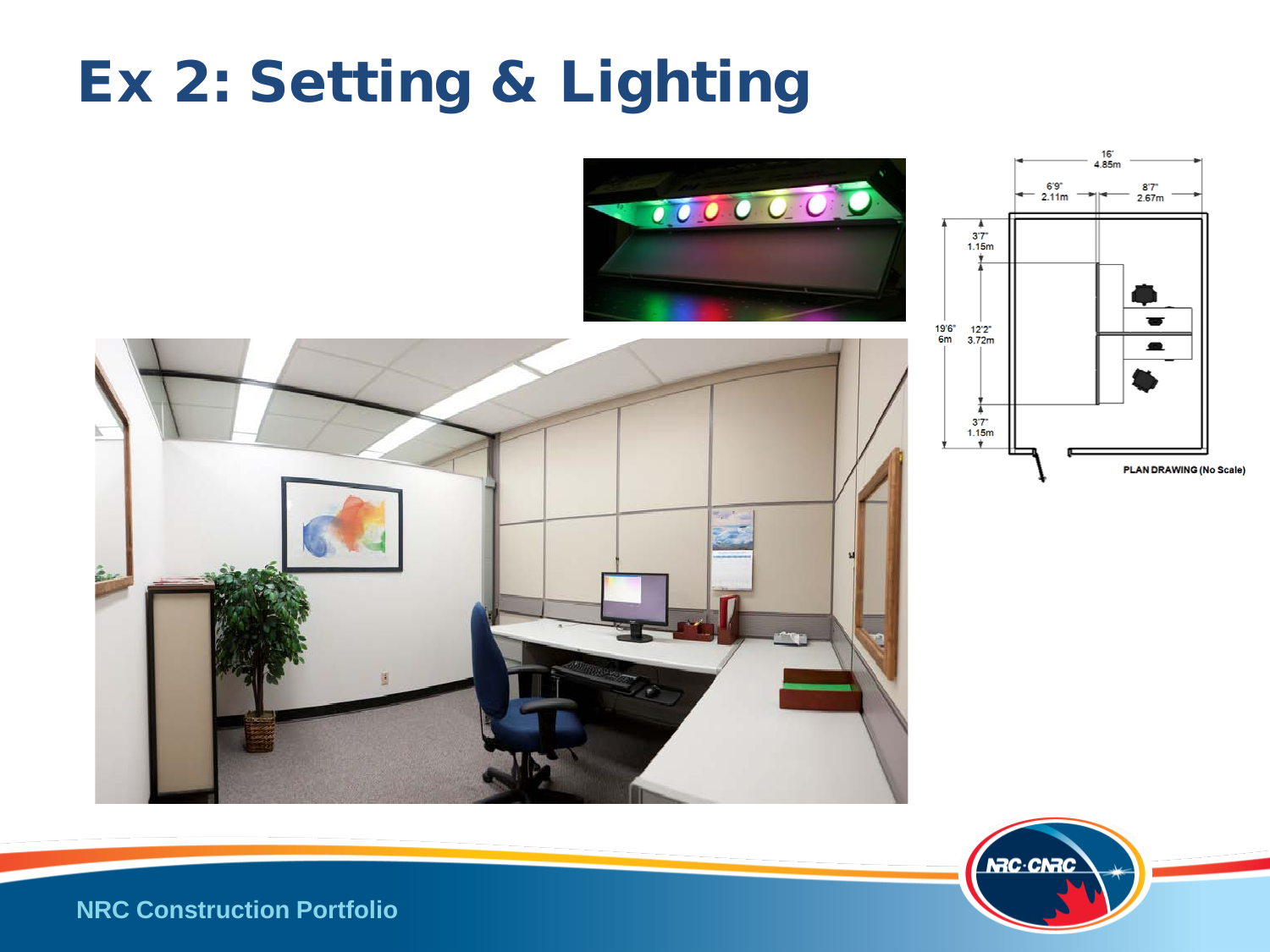# Ex 2: Setting & Lighting

16'
4.85m

6'9"
2.11m

8'7"
2.67m

3'7"
1.15m

19'6"
6m

12'2"
3.72m

3'7"
1.15m

PLAN DRAWING (No Scale)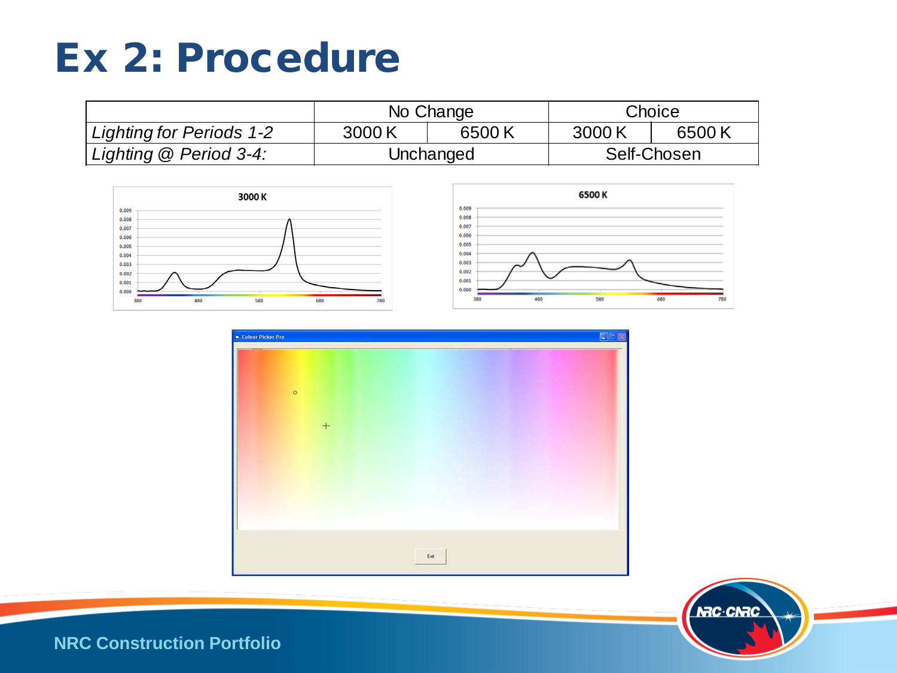# Ex 2: Procedure

| | No Change | | Choice | |
|---|---|---|---|---|
| *Lighting for Periods 1-2* | 3000 K | 6500 K | 3000 K | 6500 K |
| *Lighting @ Period 3-4:* | Unchanged | | Self-Chosen | |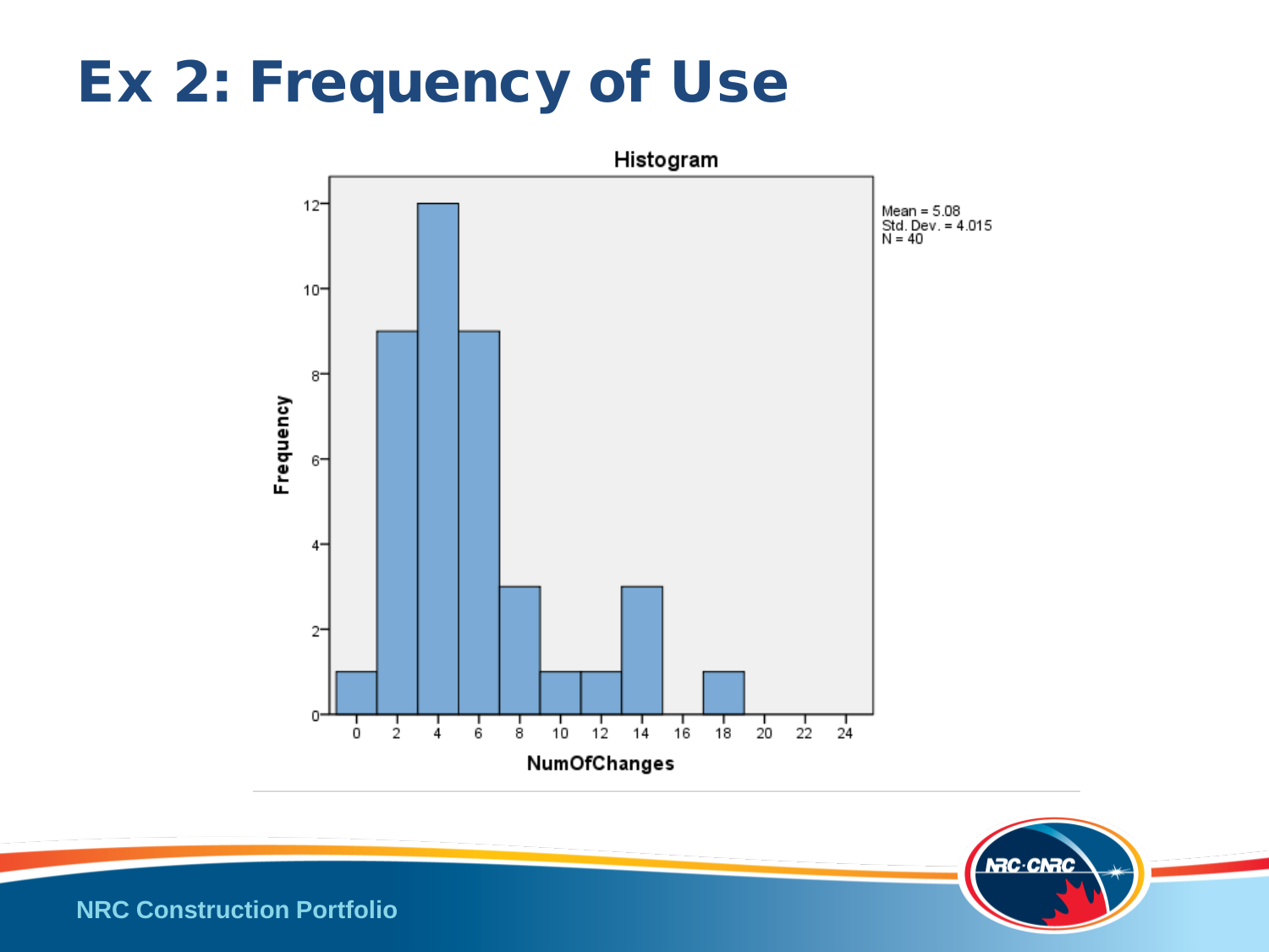# Ex 2: Frequency of Use

Histogram

Mean = 5.08
Std. Dev. = 4.015
N = 40

| NumOfChanges | Frequency |
|---|---|
| 0 | 1 |
| 2 | 9 |
| 4 | 12 |
| 6 | 9 |
| 8 | 3 |
| 10 | 1 |
| 12 | 1 |
| 14 | 3 |
| 16 | 0 |
| 18 | 1 |
| 20 | 0 |
| 22 | 0 |
| 24 | 0 |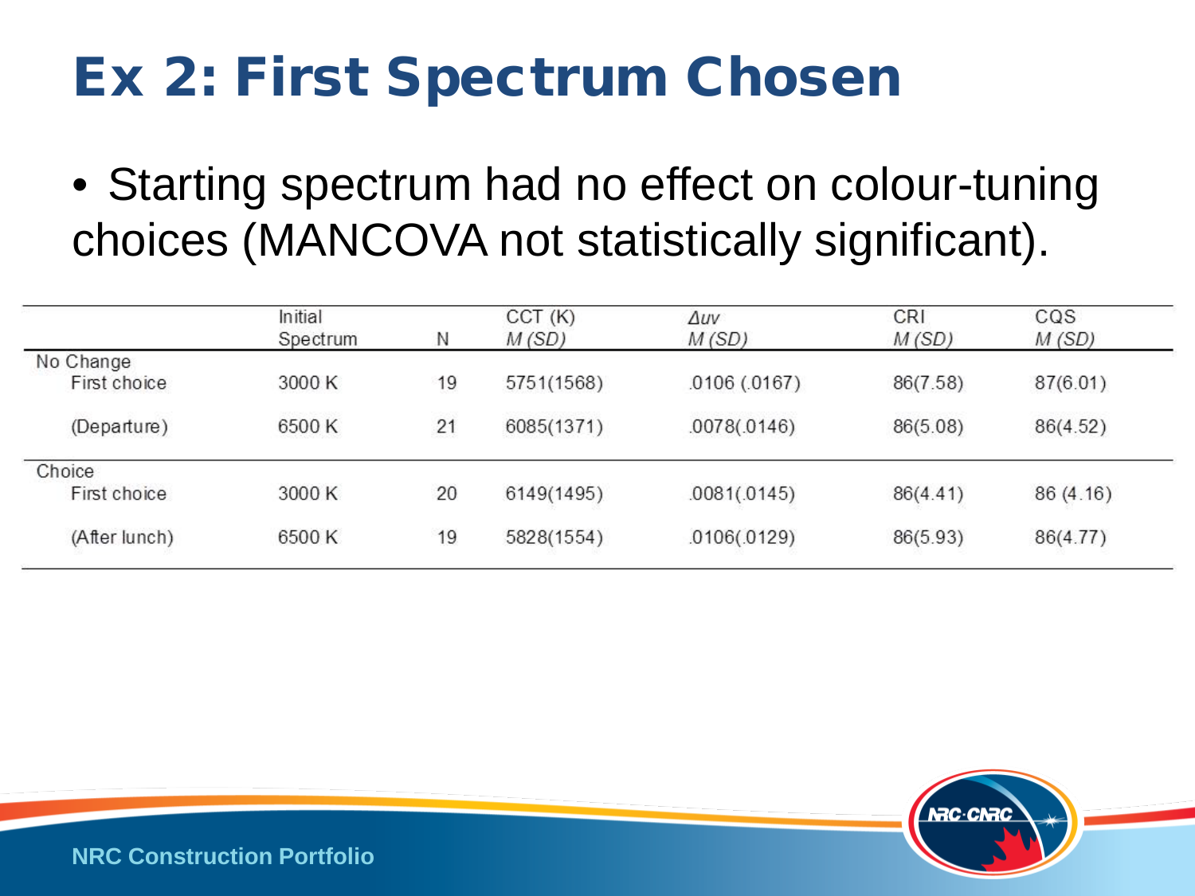# Ex 2: First Spectrum Chosen

- Starting spectrum had no effect on colour-tuning choices (MANCOVA not statistically significant).

| | Initial Spectrum | N | CCT (K) *M (SD)* | $\Delta uv$ *M (SD)* | CRI *M (SD)* | CQS *M (SD)* |
|---|---|---|---|---|---|---|
| No Change | | | | | | |
| First choice | 3000 K | 19 | 5751(1568) | .0106 (.0167) | 86(7.58) | 87(6.01) |
| (Departure) | 6500 K | 21 | 6085(1371) | .0078(.0146) | 86(5.08) | 86(4.52) |
| Choice | | | | | | |
| First choice | 3000 K | 20 | 6149(1495) | .0081(.0145) | 86(4.41) | 86 (4.16) |
| (After lunch) | 6500 K | 19 | 5828(1554) | .0106(.0129) | 86(5.93) | 86(4.77) |

NRC Construction Portfolio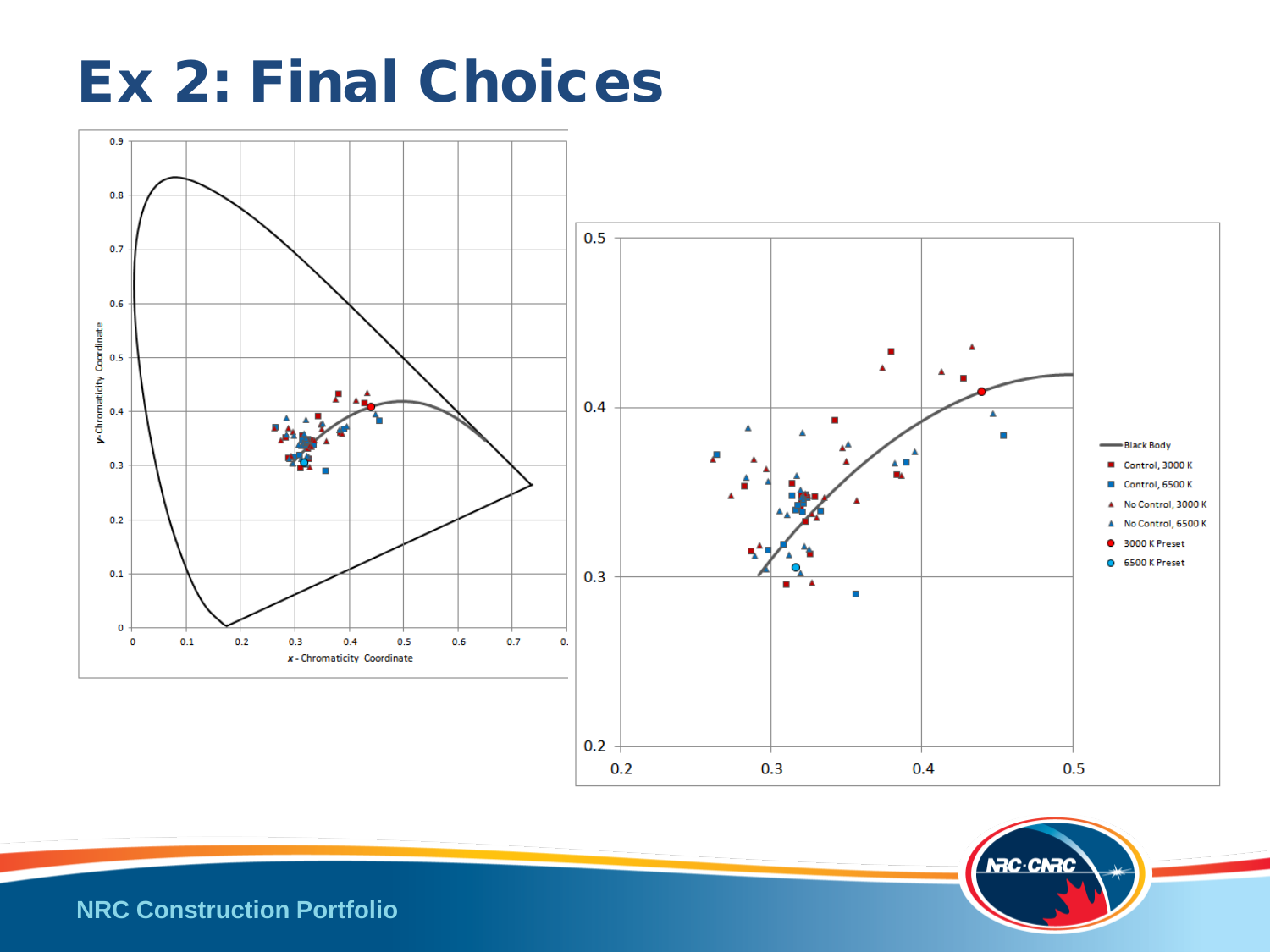# Ex 2: Final Choices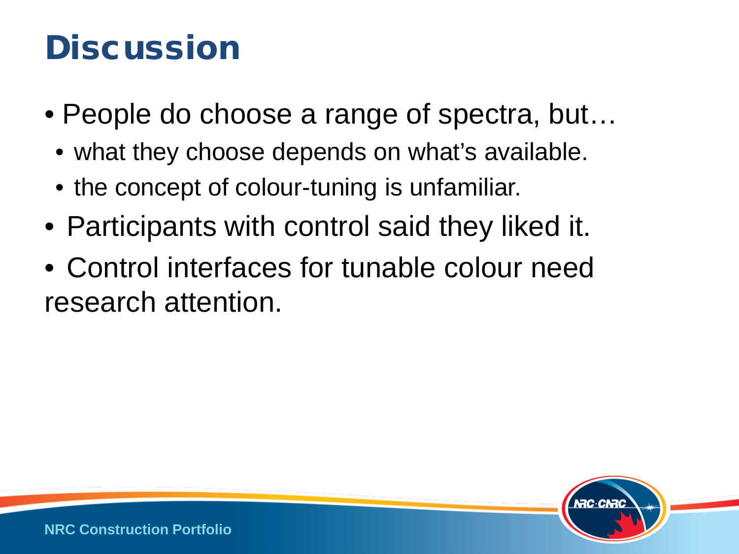# Discussion

- People do choose a range of spectra, but…
  - what they choose depends on what's available.
  - the concept of colour-tuning is unfamiliar.
- Participants with control said they liked it.
- Control interfaces for tunable colour need research attention.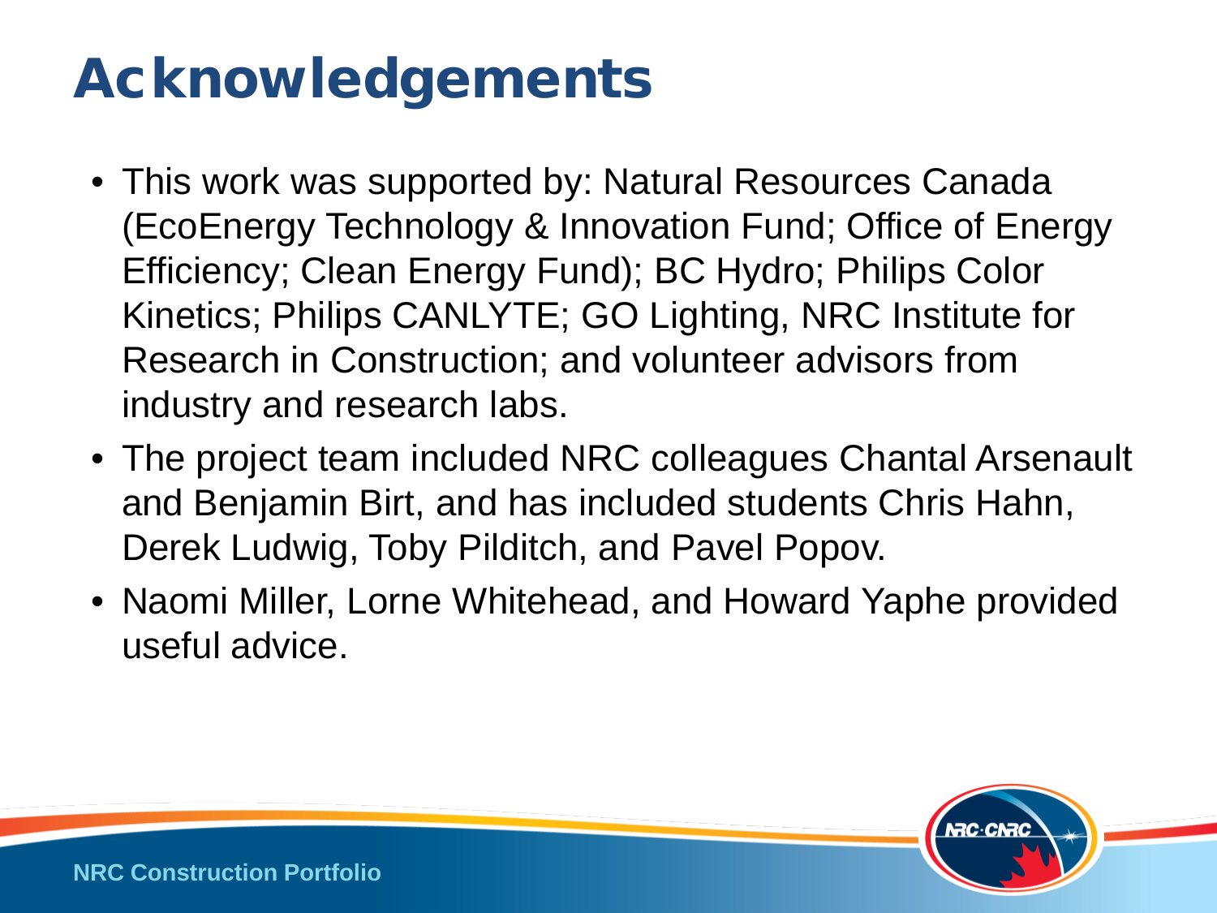# Acknowledgements

- This work was supported by: Natural Resources Canada (EcoEnergy Technology & Innovation Fund; Office of Energy Efficiency; Clean Energy Fund); BC Hydro; Philips Color Kinetics; Philips CANLYTE; GO Lighting, NRC Institute for Research in Construction; and volunteer advisors from industry and research labs.
- The project team included NRC colleagues Chantal Arsenault and Benjamin Birt, and has included students Chris Hahn, Derek Ludwig, Toby Pilditch, and Pavel Popov.
- Naomi Miller, Lorne Whitehead, and Howard Yaphe provided useful advice.